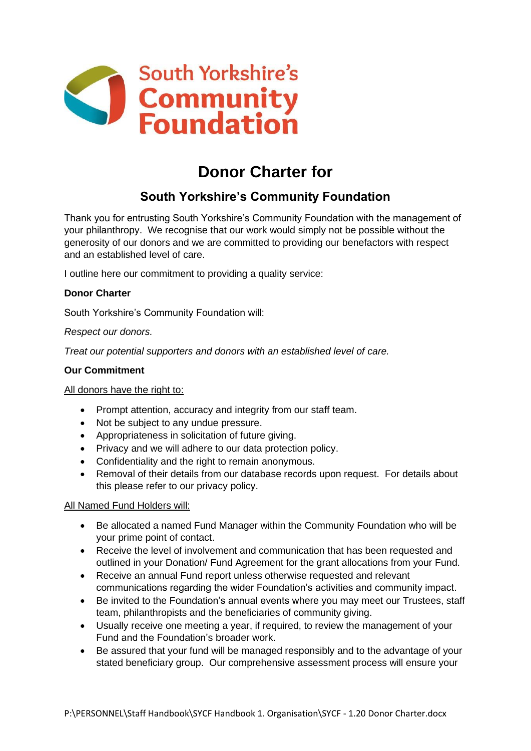South Yorkshire's Community Foundation

# Donor Charter for

## South Yorkshire's Community Foundation

Thank you for entrusting South Yorkshire's Community Foundation with the management of your philanthropy. We recognise that our work would simply not be possible without the generosity of our donors and we are committed to providing our benefactors with respect and an established level of care.

I outline here our commitment to providing a quality service:

**Donor Charter**

South Yorkshire's Community Foundation will:

*Respect our donors.*

*Treat our potential supporters and donors with an established level of care.*

**Our Commitment**

<u>All donors have the right to:</u>

- Prompt attention, accuracy and integrity from our staff team.
- Not be subject to any undue pressure.
- Appropriateness in solicitation of future giving.
- Privacy and we will adhere to our data protection policy.
- Confidentiality and the right to remain anonymous.
- Removal of their details from our database records upon request. For details about this please refer to our privacy policy.

<u>All Named Fund Holders will:</u>

- Be allocated a named Fund Manager within the Community Foundation who will be your prime point of contact.
- Receive the level of involvement and communication that has been requested and outlined in your Donation/ Fund Agreement for the grant allocations from your Fund.
- Receive an annual Fund report unless otherwise requested and relevant communications regarding the wider Foundation's activities and community impact.
- Be invited to the Foundation's annual events where you may meet our Trustees, staff team, philanthropists and the beneficiaries of community giving.
- Usually receive one meeting a year, if required, to review the management of your Fund and the Foundation's broader work.
- Be assured that your fund will be managed responsibly and to the advantage of your stated beneficiary group. Our comprehensive assessment process will ensure your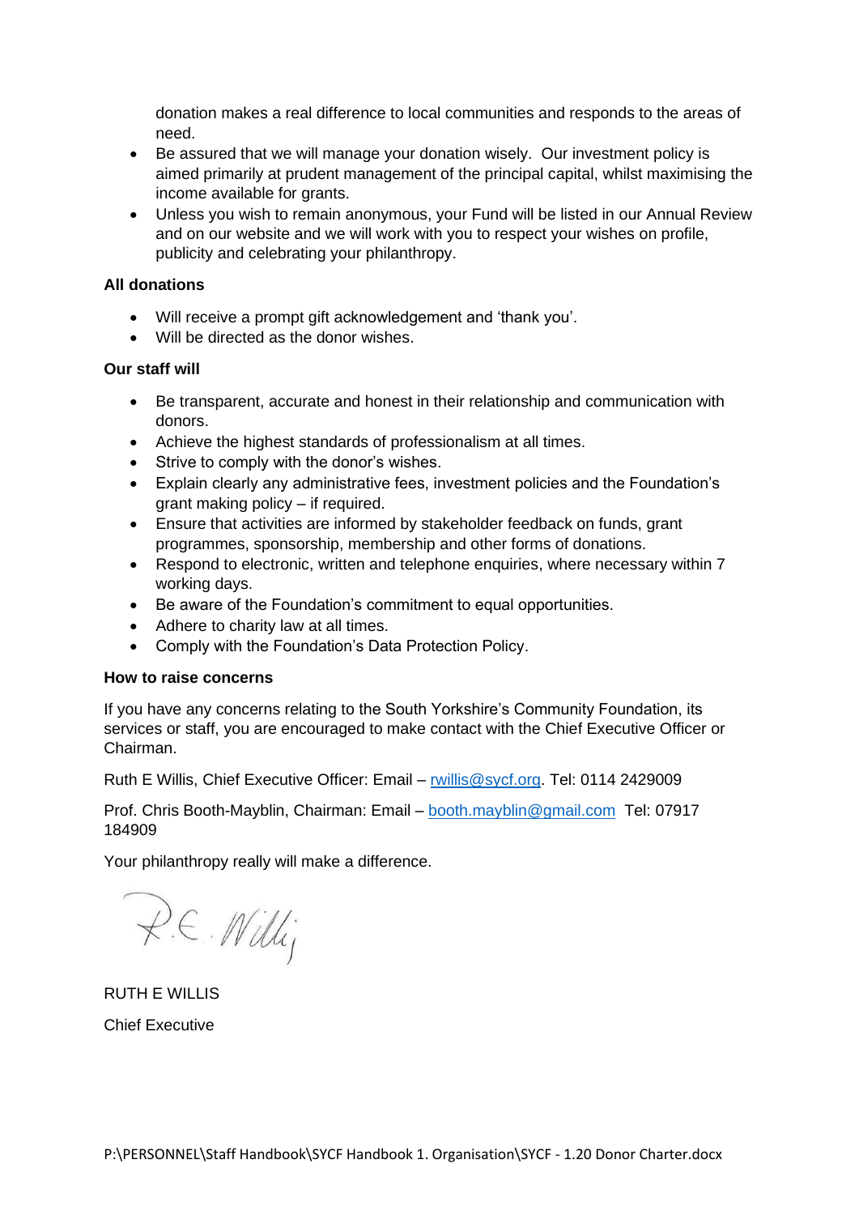donation makes a real difference to local communities and responds to the areas of need.

- Be assured that we will manage your donation wisely. Our investment policy is aimed primarily at prudent management of the principal capital, whilst maximising the income available for grants.
- Unless you wish to remain anonymous, your Fund will be listed in our Annual Review and on our website and we will work with you to respect your wishes on profile, publicity and celebrating your philanthropy.

**All donations**

- Will receive a prompt gift acknowledgement and 'thank you'.
- Will be directed as the donor wishes.

**Our staff will**

- Be transparent, accurate and honest in their relationship and communication with donors.
- Achieve the highest standards of professionalism at all times.
- Strive to comply with the donor's wishes.
- Explain clearly any administrative fees, investment policies and the Foundation's grant making policy – if required.
- Ensure that activities are informed by stakeholder feedback on funds, grant programmes, sponsorship, membership and other forms of donations.
- Respond to electronic, written and telephone enquiries, where necessary within 7 working days.
- Be aware of the Foundation's commitment to equal opportunities.
- Adhere to charity law at all times.
- Comply with the Foundation's Data Protection Policy.

**How to raise concerns**

If you have any concerns relating to the South Yorkshire's Community Foundation, its services or staff, you are encouraged to make contact with the Chief Executive Officer or Chairman.

Ruth E Willis, Chief Executive Officer: Email – rwillis@sycf.org. Tel: 0114 2429009

Prof. Chris Booth-Mayblin, Chairman: Email – booth.mayblin@gmail.com Tel: 07917 184909

Your philanthropy really will make a difference.

R.E. Willis

RUTH E WILLIS

Chief Executive

P:\PERSONNEL\Staff Handbook\SYCF Handbook 1. Organisation\SYCF - 1.20 Donor Charter.docx